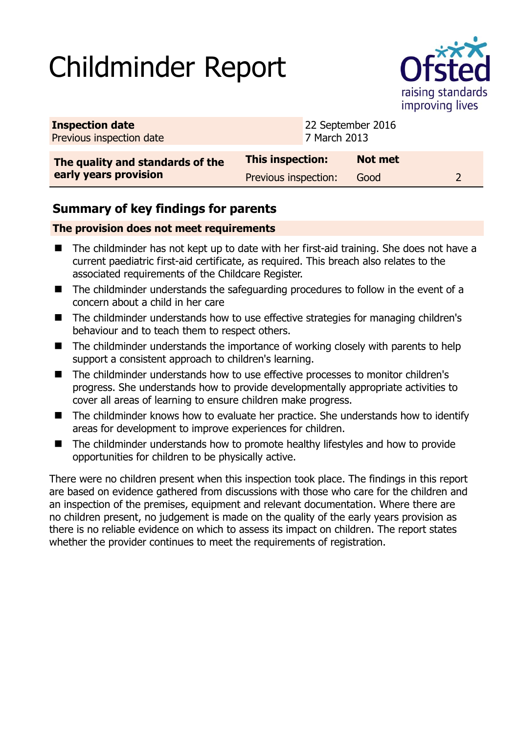# Childminder Report

Ofsted
raising standards
improving lives

| **Inspection date** | 22 September 2016 |
|---|---|
| Previous inspection date | 7 March 2013 |

| **The quality and standards of the early years provision** | **This inspection:** | **Not met** | |
|---|---|---|---|
| | Previous inspection: | Good | 2 |

## Summary of key findings for parents

**The provision does not meet requirements**

- The childminder has not kept up to date with her first-aid training. She does not have a current paediatric first-aid certificate, as required. This breach also relates to the associated requirements of the Childcare Register.
- The childminder understands the safeguarding procedures to follow in the event of a concern about a child in her care
- The childminder understands how to use effective strategies for managing children's behaviour and to teach them to respect others.
- The childminder understands the importance of working closely with parents to help support a consistent approach to children's learning.
- The childminder understands how to use effective processes to monitor children's progress. She understands how to provide developmentally appropriate activities to cover all areas of learning to ensure children make progress.
- The childminder knows how to evaluate her practice. She understands how to identify areas for development to improve experiences for children.
- The childminder understands how to promote healthy lifestyles and how to provide opportunities for children to be physically active.

There were no children present when this inspection took place. The findings in this report are based on evidence gathered from discussions with those who care for the children and an inspection of the premises, equipment and relevant documentation. Where there are no children present, no judgement is made on the quality of the early years provision as there is no reliable evidence on which to assess its impact on children. The report states whether the provider continues to meet the requirements of registration.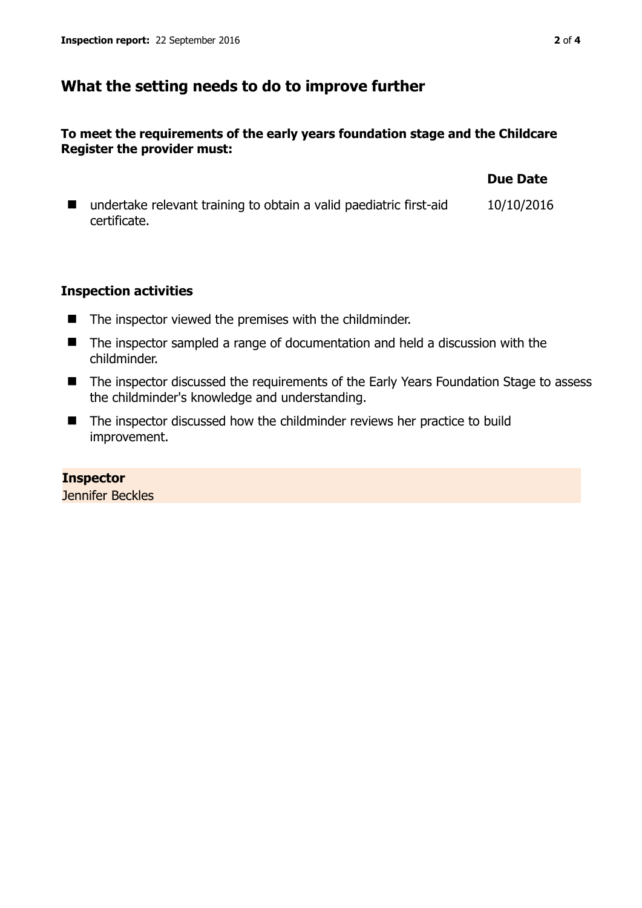## What the setting needs to do to improve further

**To meet the requirements of the early years foundation stage and the Childcare Register the provider must:**

| | Due Date |
|---|---|
| ■ undertake relevant training to obtain a valid paediatric first-aid certificate. | 10/10/2016 |

### Inspection activities

- The inspector viewed the premises with the childminder.
- The inspector sampled a range of documentation and held a discussion with the childminder.
- The inspector discussed the requirements of the Early Years Foundation Stage to assess the childminder's knowledge and understanding.
- The inspector discussed how the childminder reviews her practice to build improvement.

**Inspector**
Jennifer Beckles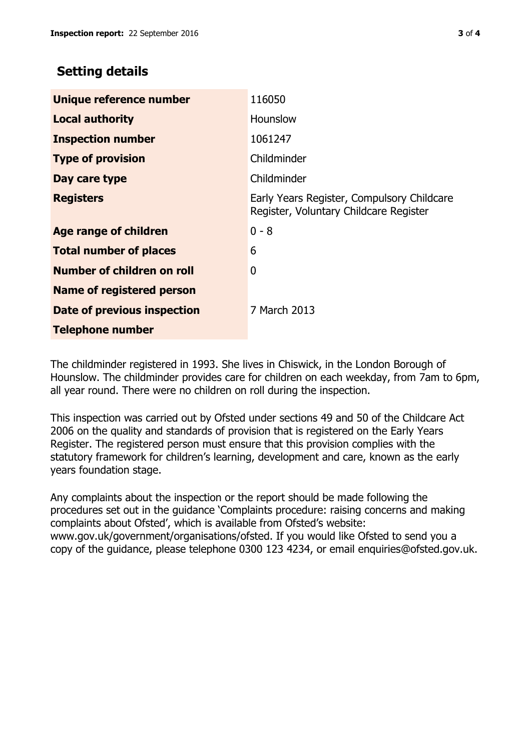## Setting details

| | |
|---|---|
| **Unique reference number** | 116050 |
| **Local authority** | Hounslow |
| **Inspection number** | 1061247 |
| **Type of provision** | Childminder |
| **Day care type** | Childminder |
| **Registers** | Early Years Register, Compulsory Childcare Register, Voluntary Childcare Register |
| **Age range of children** | 0 - 8 |
| **Total number of places** | 6 |
| **Number of children on roll** | 0 |
| **Name of registered person** | |
| **Date of previous inspection** | 7 March 2013 |
| **Telephone number** | |

The childminder registered in 1993. She lives in Chiswick, in the London Borough of Hounslow. The childminder provides care for children on each weekday, from 7am to 6pm, all year round. There were no children on roll during the inspection.

This inspection was carried out by Ofsted under sections 49 and 50 of the Childcare Act 2006 on the quality and standards of provision that is registered on the Early Years Register. The registered person must ensure that this provision complies with the statutory framework for children's learning, development and care, known as the early years foundation stage.

Any complaints about the inspection or the report should be made following the procedures set out in the guidance 'Complaints procedure: raising concerns and making complaints about Ofsted', which is available from Ofsted's website: www.gov.uk/government/organisations/ofsted. If you would like Ofsted to send you a copy of the guidance, please telephone 0300 123 4234, or email enquiries@ofsted.gov.uk.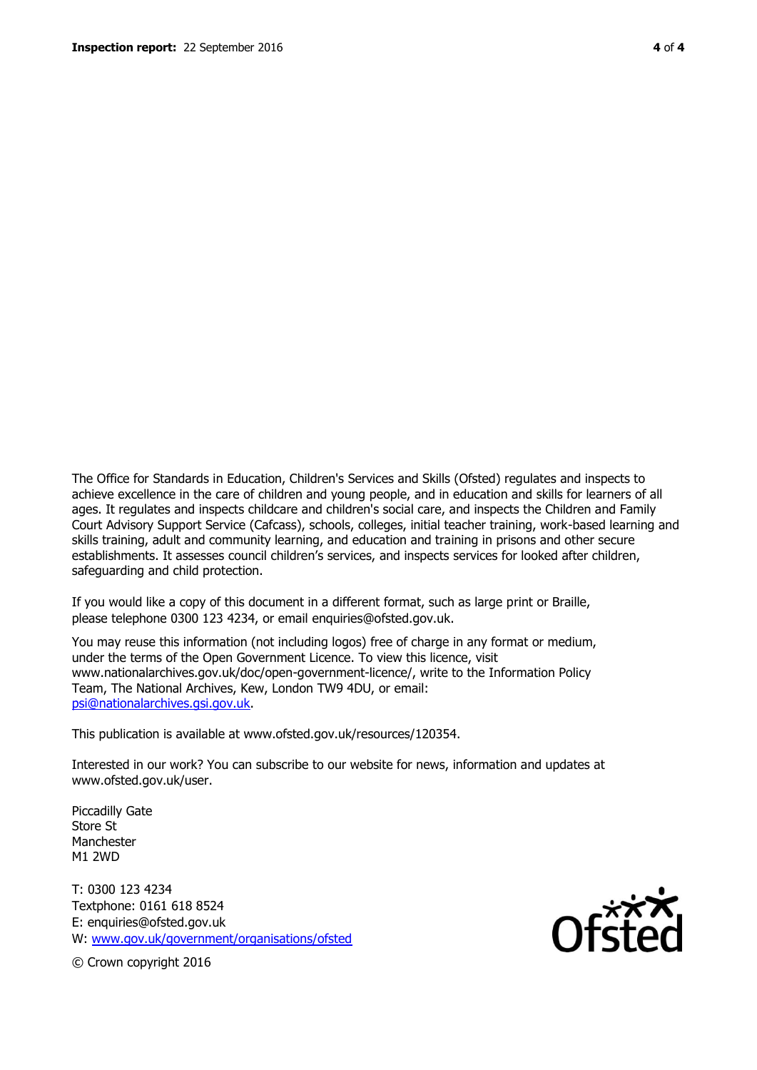The Office for Standards in Education, Children's Services and Skills (Ofsted) regulates and inspects to achieve excellence in the care of children and young people, and in education and skills for learners of all ages. It regulates and inspects childcare and children's social care, and inspects the Children and Family Court Advisory Support Service (Cafcass), schools, colleges, initial teacher training, work-based learning and skills training, adult and community learning, and education and training in prisons and other secure establishments. It assesses council children's services, and inspects services for looked after children, safeguarding and child protection.

If you would like a copy of this document in a different format, such as large print or Braille, please telephone 0300 123 4234, or email enquiries@ofsted.gov.uk.

You may reuse this information (not including logos) free of charge in any format or medium, under the terms of the Open Government Licence. To view this licence, visit www.nationalarchives.gov.uk/doc/open-government-licence/, write to the Information Policy Team, The National Archives, Kew, London TW9 4DU, or email: psi@nationalarchives.gsi.gov.uk.

This publication is available at www.ofsted.gov.uk/resources/120354.

Interested in our work? You can subscribe to our website for news, information and updates at www.ofsted.gov.uk/user.

Piccadilly Gate
Store St
Manchester
M1 2WD

T: 0300 123 4234
Textphone: 0161 618 8524
E: enquiries@ofsted.gov.uk
W: www.gov.uk/government/organisations/ofsted

© Crown copyright 2016